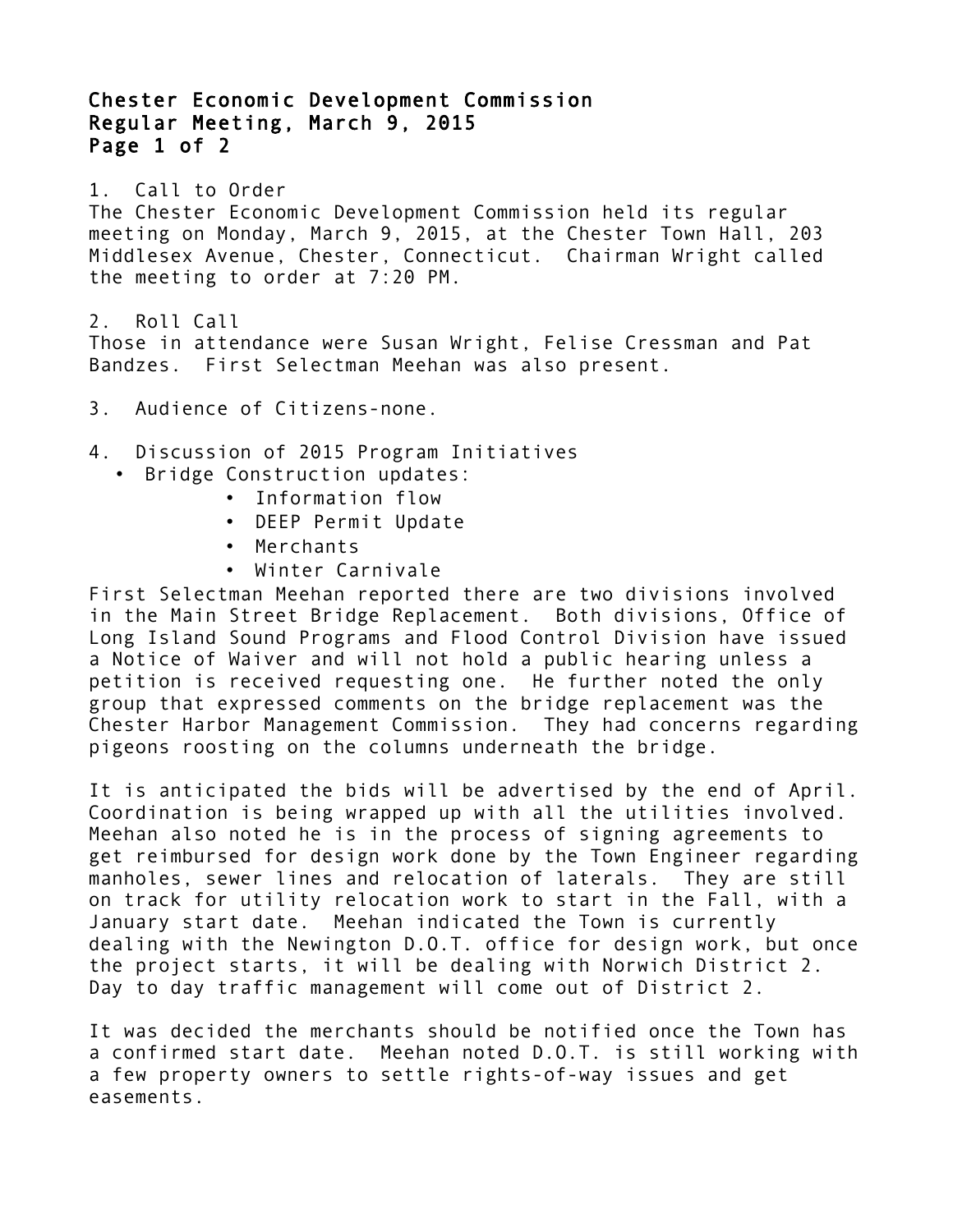# Chester Economic Development Commission
## Regular Meeting, March 9, 2015

1. Call to Order

The Chester Economic Development Commission held its regular meeting on Monday, March 9, 2015, at the Chester Town Hall, 203 Middlesex Avenue, Chester, Connecticut. Chairman Wright called the meeting to order at 7:20 PM.

2. Roll Call

Those in attendance were Susan Wright, Felise Cressman and Pat Bandzes. First Selectman Meehan was also present.

3. Audience of Citizens-none.

4. Discussion of 2015 Program Initiatives

- Bridge Construction updates:
  - Information flow
  - DEEP Permit Update
  - Merchants
  - Winter Carnivale

First Selectman Meehan reported there are two divisions involved in the Main Street Bridge Replacement. Both divisions, Office of Long Island Sound Programs and Flood Control Division have issued a Notice of Waiver and will not hold a public hearing unless a petition is received requesting one. He further noted the only group that expressed comments on the bridge replacement was the Chester Harbor Management Commission. They had concerns regarding pigeons roosting on the columns underneath the bridge.

It is anticipated the bids will be advertised by the end of April. Coordination is being wrapped up with all the utilities involved. Meehan also noted he is in the process of signing agreements to get reimbursed for design work done by the Town Engineer regarding manholes, sewer lines and relocation of laterals. They are still on track for utility relocation work to start in the Fall, with a January start date. Meehan indicated the Town is currently dealing with the Newington D.O.T. office for design work, but once the project starts, it will be dealing with Norwich District 2. Day to day traffic management will come out of District 2.

It was decided the merchants should be notified once the Town has a confirmed start date. Meehan noted D.O.T. is still working with a few property owners to settle rights-of-way issues and get easements.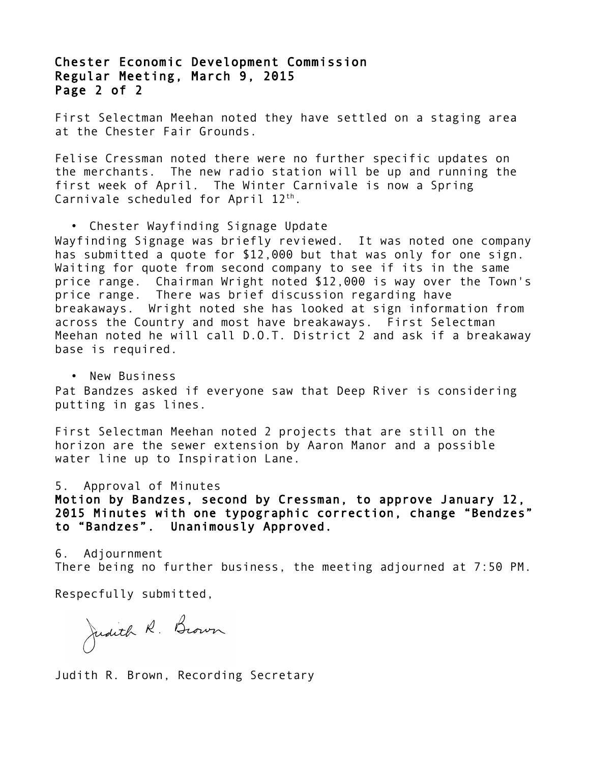# Chester Economic Development Commission
## Regular Meeting, March 9, 2015

First Selectman Meehan noted they have settled on a staging area at the Chester Fair Grounds.

Felise Cressman noted there were no further specific updates on the merchants. The new radio station will be up and running the first week of April. The Winter Carnivale is now a Spring Carnivale scheduled for April 12th.

- Chester Wayfinding Signage Update

Wayfinding Signage was briefly reviewed. It was noted one company has submitted a quote for $12,000 but that was only for one sign. Waiting for quote from second company to see if its in the same price range. Chairman Wright noted $12,000 is way over the Town's price range. There was brief discussion regarding have breakaways. Wright noted she has looked at sign information from across the Country and most have breakaways. First Selectman Meehan noted he will call D.O.T. District 2 and ask if a breakaway base is required.

- New Business

Pat Bandzes asked if everyone saw that Deep River is considering putting in gas lines.

First Selectman Meehan noted 2 projects that are still on the horizon are the sewer extension by Aaron Manor and a possible water line up to Inspiration Lane.

5. Approval of Minutes

**Motion by Bandzes, second by Cressman, to approve January 12, 2015 Minutes with one typographic correction, change “Bendzes” to “Bandzes”. Unanimously Approved.**

6. Adjournment

There being no further business, the meeting adjourned at 7:50 PM.

Respecfully submitted,

Judith R. Brown

Judith R. Brown, Recording Secretary